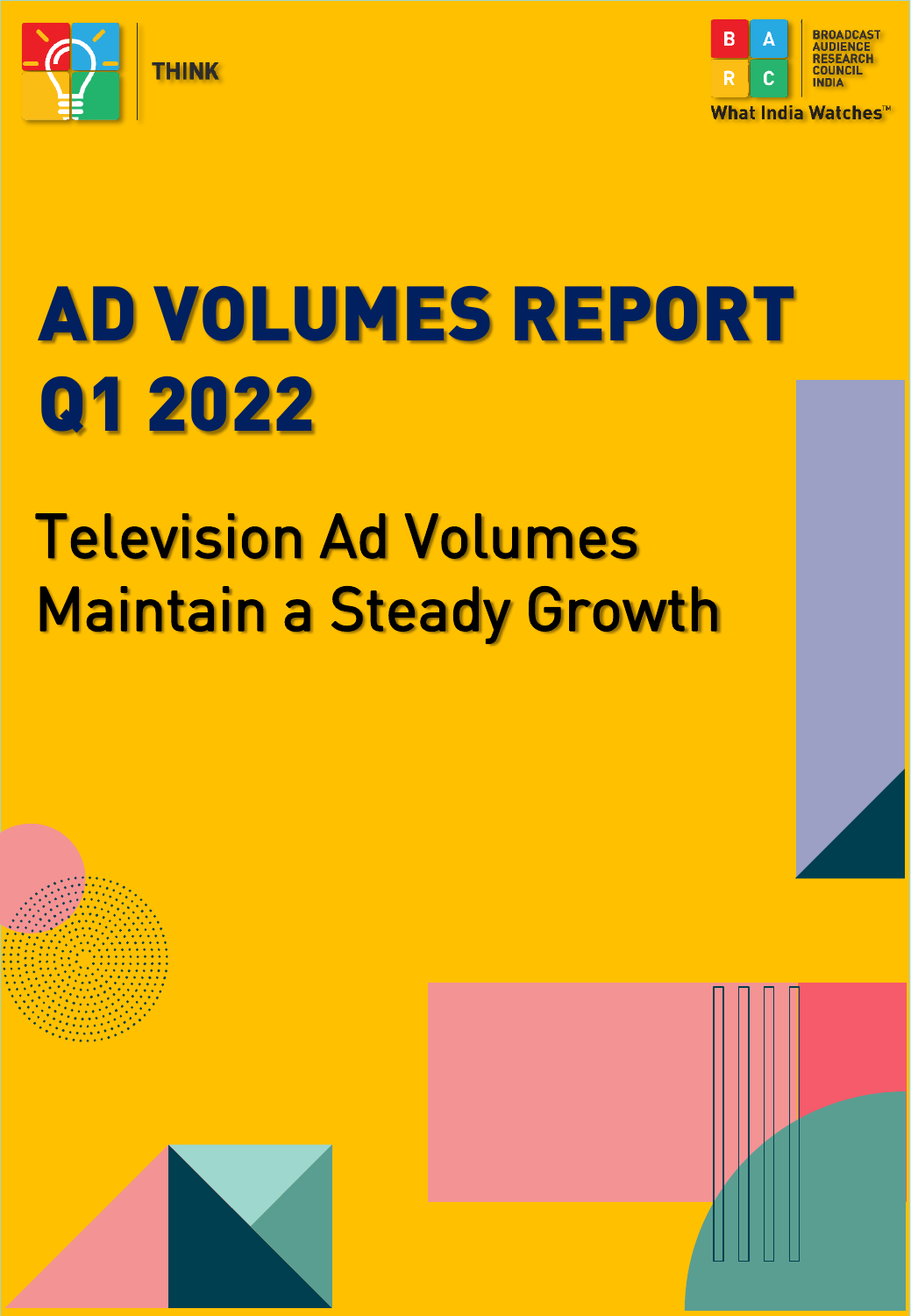THINK

BROADCAST AUDIENCE RESEARCH COUNCIL INDIA

What India Watches™

# AD VOLUMES REPORT Q1 2022

## Television Ad Volumes Maintain a Steady Growth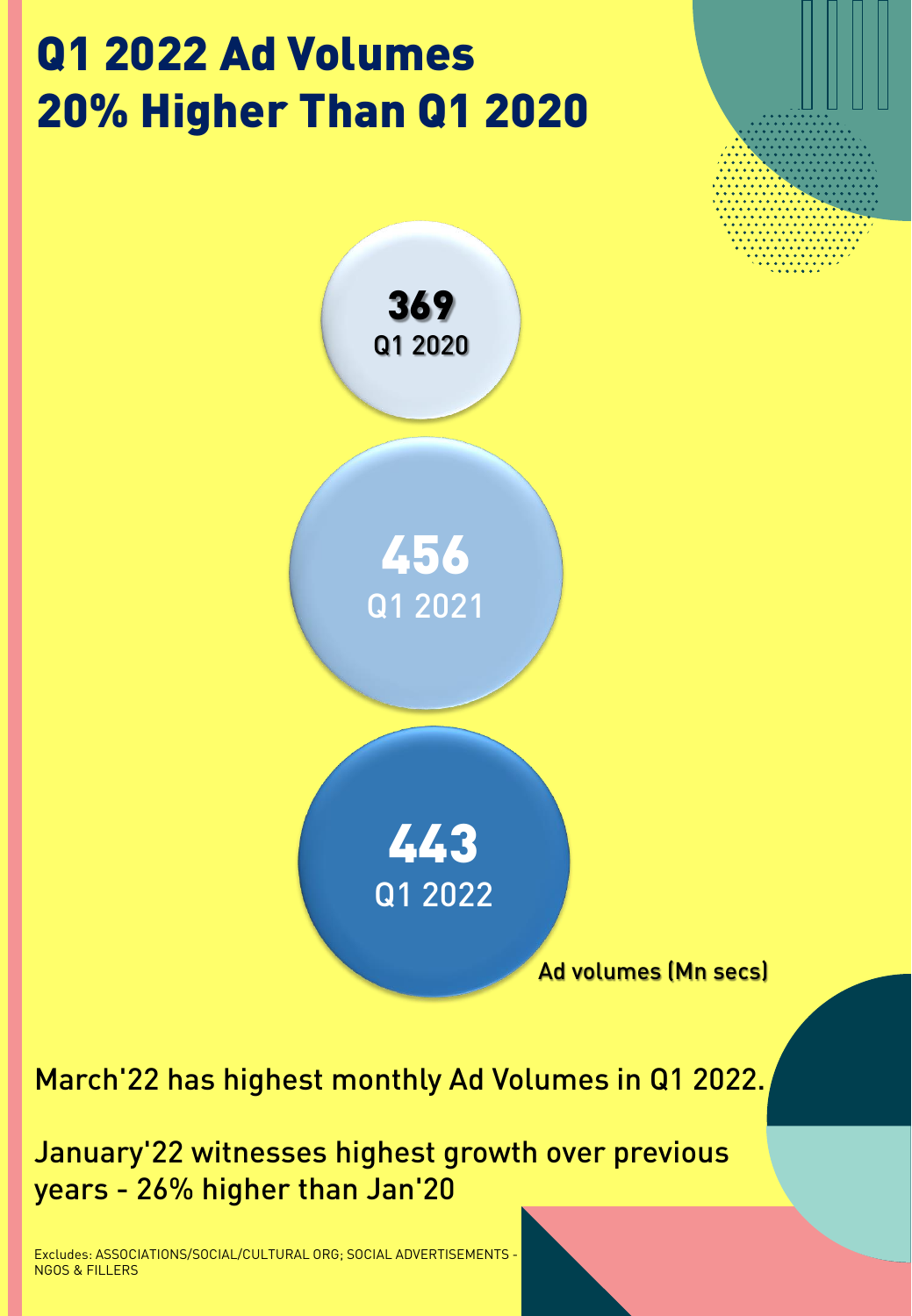# Q1 2022 Ad Volumes 20% Higher Than Q1 2020

**369**
Q1 2020

**456**
Q1 2021

**443**
Q1 2022

Ad volumes (Mn secs)

March'22 has highest monthly Ad Volumes in Q1 2022.

January'22 witnesses highest growth over previous years - 26% higher than Jan'20

Excludes: ASSOCIATIONS/SOCIAL/CULTURAL ORG; SOCIAL ADVERTISEMENTS - NGOS & FILLERS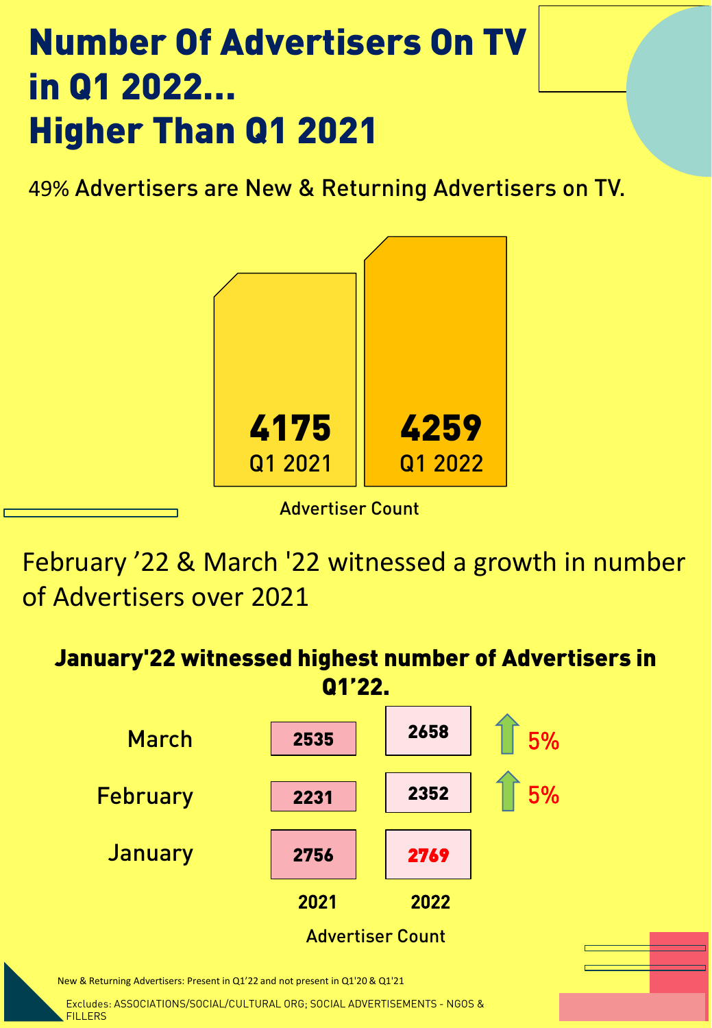# Number Of Advertisers On TV in Q1 2022... Higher Than Q1 2021

49% Advertisers are New & Returning Advertisers on TV.

| Advertiser Count | |
|---|---|
| Q1 2021 | 4175 |
| Q1 2022 | 4259 |

February '22 & March '22 witnessed a growth in number of Advertisers over 2021

## January'22 witnessed highest number of Advertisers in Q1'22.

| Month | 2021 | 2022 | Growth |
|---|---|---|---|
| March | 2535 | 2658 | ↑ 5% |
| February | 2231 | 2352 | ↑ 5% |
| January | 2756 | 2769 | |

Advertiser Count

New & Returning Advertisers: Present in Q1'22 and not present in Q1'20 & Q1'21

Excludes: ASSOCIATIONS/SOCIAL/CULTURAL ORG; SOCIAL ADVERTISEMENTS - NGOS & FILLERS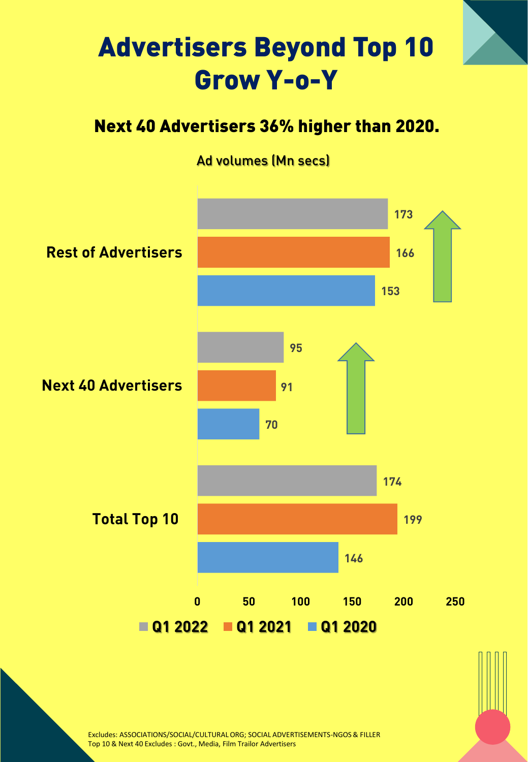# Advertisers Beyond Top 10 Grow Y-o-Y

## Next 40 Advertisers 36% higher than 2020.

Ad volumes (Mn secs)

| | Q1 2022 | Q1 2021 | Q1 2020 |
|---|---|---|---|
| Rest of Advertisers | 173 | 166 | 153 |
| Next 40 Advertisers | 95 | 91 | 70 |
| Total Top 10 | 174 | 199 | 146 |

Excludes: ASSOCIATIONS/SOCIAL/CULTURAL ORG; SOCIAL ADVERTISEMENTS-NGOS & FILLER
Top 10 & Next 40 Excludes : Govt., Media, Film Trailor Advertisers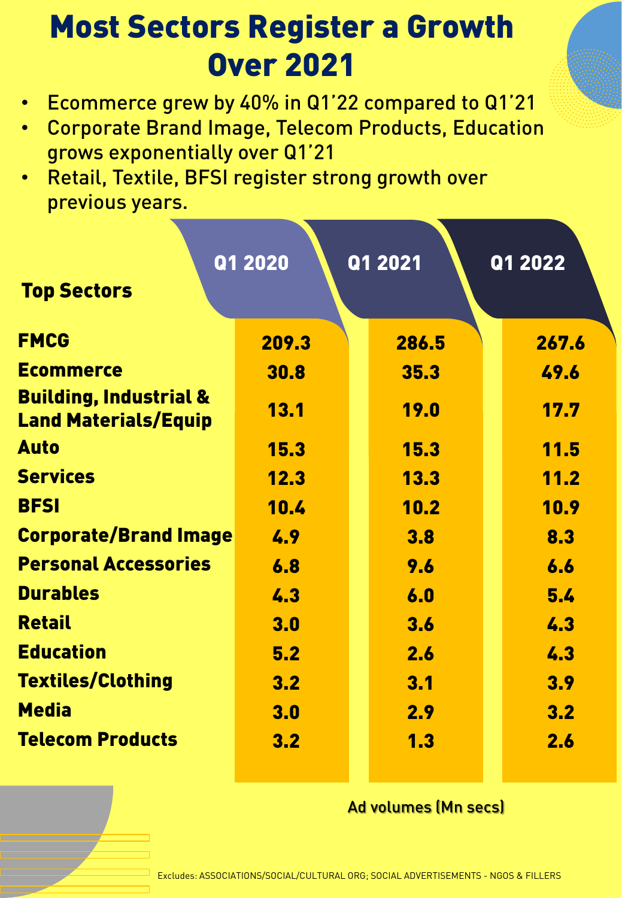# Most Sectors Register a Growth Over 2021

- Ecommerce grew by 40% in Q1'22 compared to Q1'21
- Corporate Brand Image, Telecom Products, Education grows exponentially over Q1'21
- Retail, Textile, BFSI register strong growth over previous years.

| Top Sectors | Q1 2020 | Q1 2021 | Q1 2022 |
|---|---|---|---|
| FMCG | 209.3 | 286.5 | 267.6 |
| Ecommerce | 30.8 | 35.3 | 49.6 |
| Building, Industrial & Land Materials/Equip | 13.1 | 19.0 | 17.7 |
| Auto | 15.3 | 15.3 | 11.5 |
| Services | 12.3 | 13.3 | 11.2 |
| BFSI | 10.4 | 10.2 | 10.9 |
| Corporate/Brand Image | 4.9 | 3.8 | 8.3 |
| Personal Accessories | 6.8 | 9.6 | 6.6 |
| Durables | 4.3 | 6.0 | 5.4 |
| Retail | 3.0 | 3.6 | 4.3 |
| Education | 5.2 | 2.6 | 4.3 |
| Textiles/Clothing | 3.2 | 3.1 | 3.9 |
| Media | 3.0 | 2.9 | 3.2 |
| Telecom Products | 3.2 | 1.3 | 2.6 |

Ad volumes (Mn secs)

Excludes: ASSOCIATIONS/SOCIAL/CULTURAL ORG; SOCIAL ADVERTISEMENTS - NGOS & FILLERS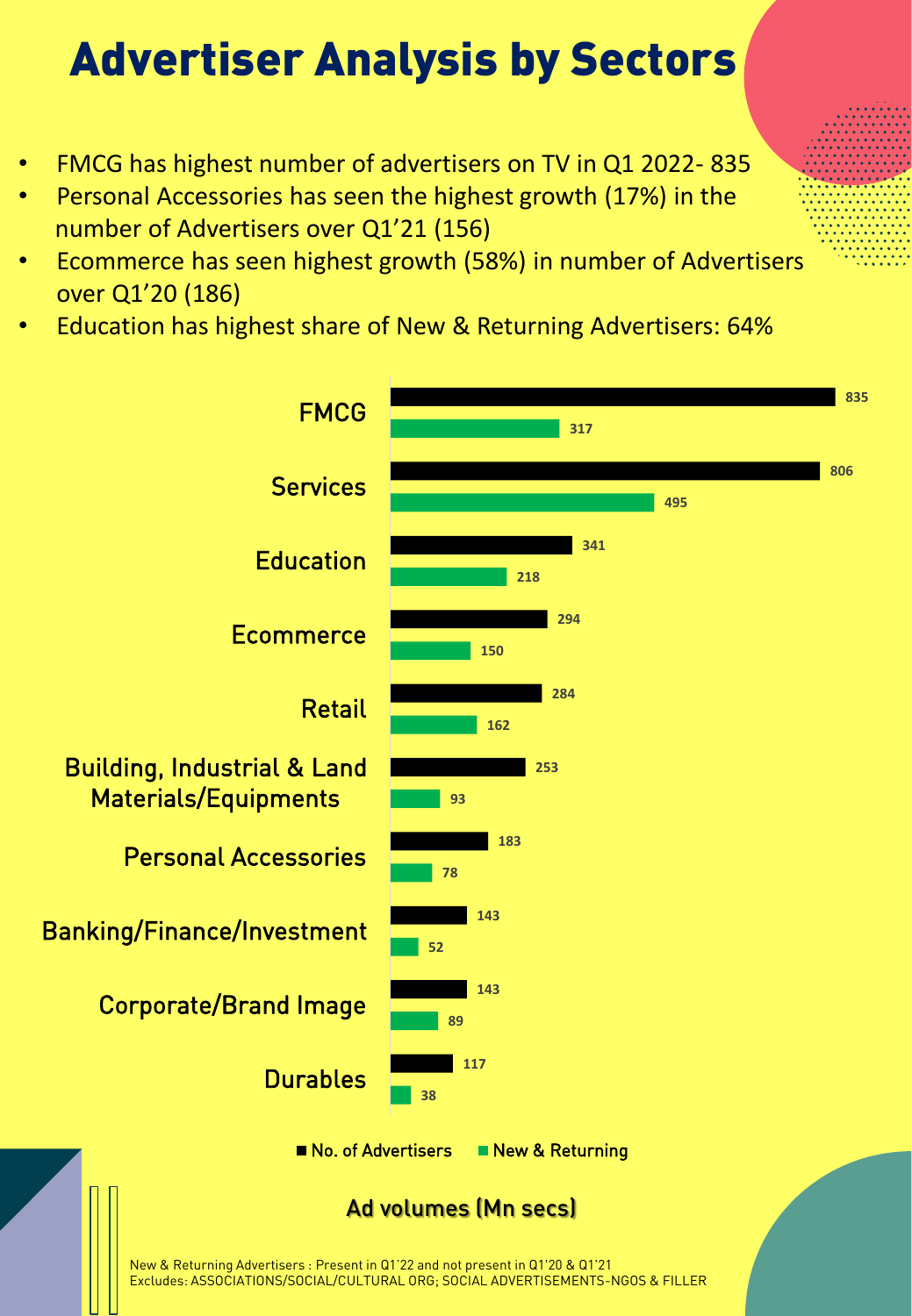# Advertiser Analysis by Sectors

- FMCG has highest number of advertisers on TV in Q1 2022- 835
- Personal Accessories has seen the highest growth (17%) in the number of Advertisers over Q1'21 (156)
- Ecommerce has seen highest growth (58%) in number of Advertisers over Q1'20 (186)
- Education has highest share of New & Returning Advertisers: 64%

| Sector | No. of Advertisers | New & Returning |
|---|---|---|
| FMCG | 835 | 317 |
| Services | 806 | 495 |
| Education | 341 | 218 |
| Ecommerce | 294 | 150 |
| Retail | 284 | 162 |
| Building, Industrial & Land Materials/Equipments | 253 | 93 |
| Personal Accessories | 183 | 78 |
| Banking/Finance/Investment | 143 | 52 |
| Corporate/Brand Image | 143 | 89 |
| Durables | 117 | 38 |

**Ad volumes (Mn secs)**

New & Returning Advertisers : Present in Q1'22 and not present in Q1'20 & Q1'21
Excludes: ASSOCIATIONS/SOCIAL/CULTURAL ORG; SOCIAL ADVERTISEMENTS-NGOS & FILLER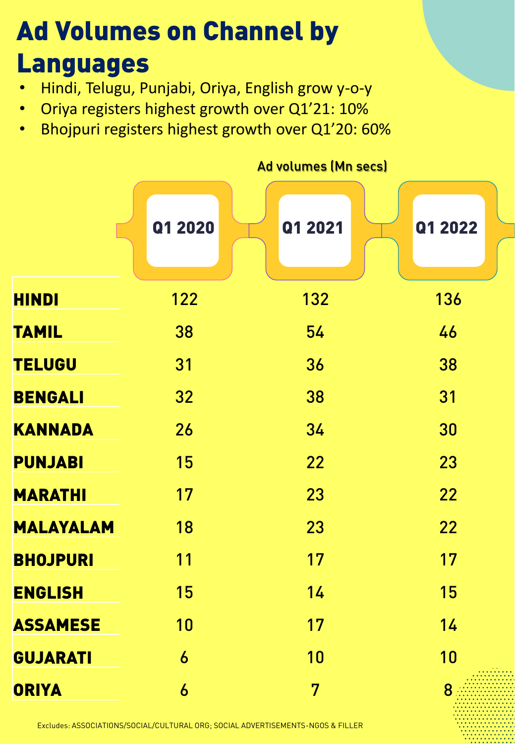# Ad Volumes on Channel by Languages

- Hindi, Telugu, Punjabi, Oriya, English grow y-o-y
- Oriya registers highest growth over Q1'21: 10%
- Bhojpuri registers highest growth over Q1'20: 60%

Ad volumes (Mn secs)

| | Q1 2020 | Q1 2021 | Q1 2022 |
|---|---|---|---|
| **HINDI** | 122 | 132 | 136 |
| **TAMIL** | 38 | 54 | 46 |
| **TELUGU** | 31 | 36 | 38 |
| **BENGALI** | 32 | 38 | 31 |
| **KANNADA** | 26 | 34 | 30 |
| **PUNJABI** | 15 | 22 | 23 |
| **MARATHI** | 17 | 23 | 22 |
| **MALAYALAM** | 18 | 23 | 22 |
| **BHOJPURI** | 11 | 17 | 17 |
| **ENGLISH** | 15 | 14 | 15 |
| **ASSAMESE** | 10 | 17 | 14 |
| **GUJARATI** | 6 | 10 | 10 |
| **ORIYA** | 6 | 7 | 8 |

Excludes: ASSOCIATIONS/SOCIAL/CULTURAL ORG; SOCIAL ADVERTISEMENTS-NGOS & FILLER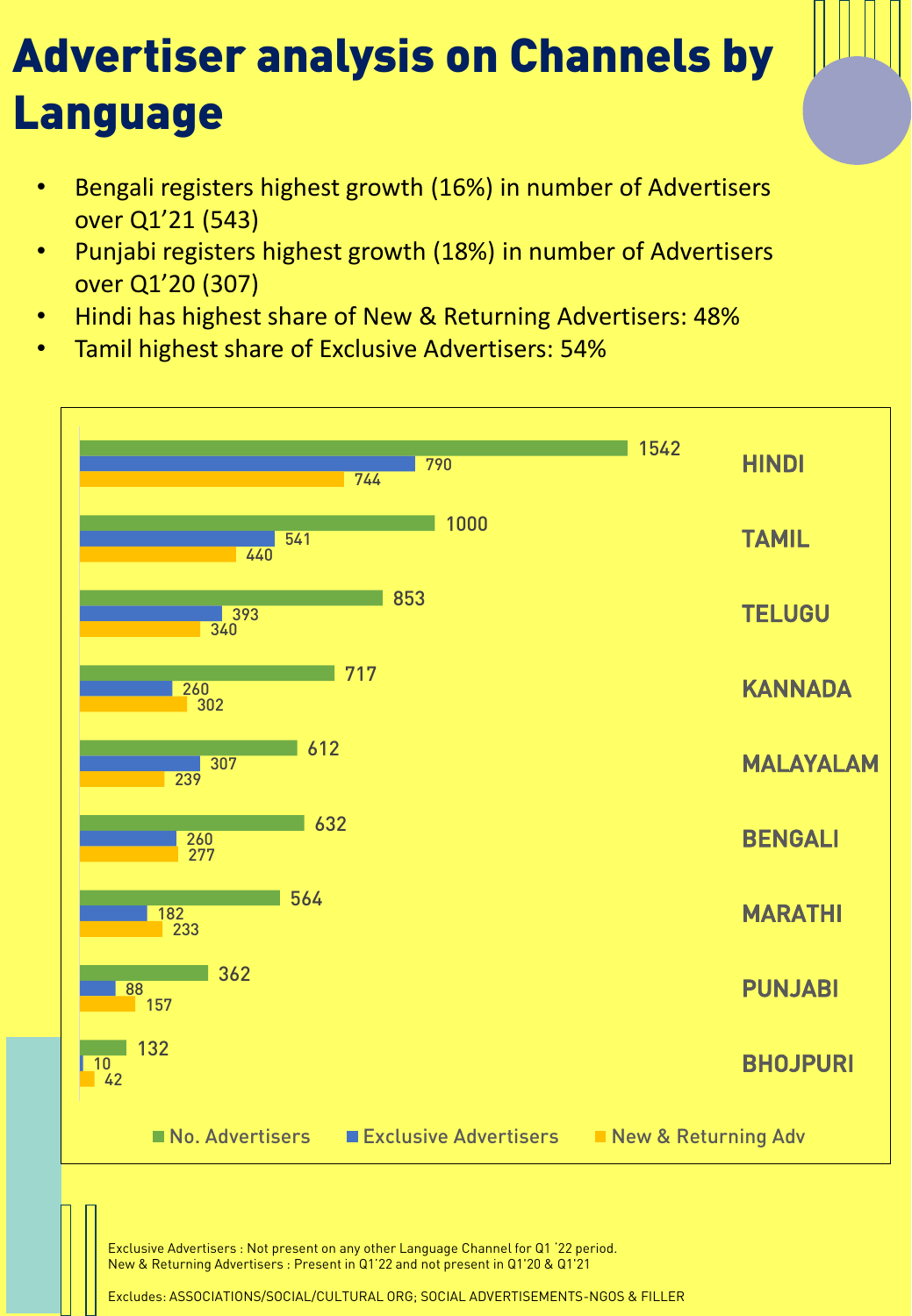# Advertiser analysis on Channels by Language

- Bengali registers highest growth (16%) in number of Advertisers over Q1'21 (543)
- Punjabi registers highest growth (18%) in number of Advertisers over Q1'20 (307)
- Hindi has highest share of New & Returning Advertisers: 48%
- Tamil highest share of Exclusive Advertisers: 54%

| Language | No. Advertisers | Exclusive Advertisers | New & Returning Adv |
|---|---|---|---|
| HINDI | 1542 | 790 | 744 |
| TAMIL | 1000 | 541 | 440 |
| TELUGU | 853 | 393 | 340 |
| KANNADA | 717 | 260 | 302 |
| MALAYALAM | 612 | 307 | 239 |
| BENGALI | 632 | 260 | 277 |
| MARATHI | 564 | 182 | 233 |
| PUNJABI | 362 | 88 | 157 |
| BHOJPURI | 132 | 10 | 42 |

Exclusive Advertisers : Not present on any other Language Channel for Q1 '22 period.
New & Returning Advertisers : Present in Q1'22 and not present in Q1'20 & Q1'21

Excludes: ASSOCIATIONS/SOCIAL/CULTURAL ORG; SOCIAL ADVERTISEMENTS-NGOS & FILLER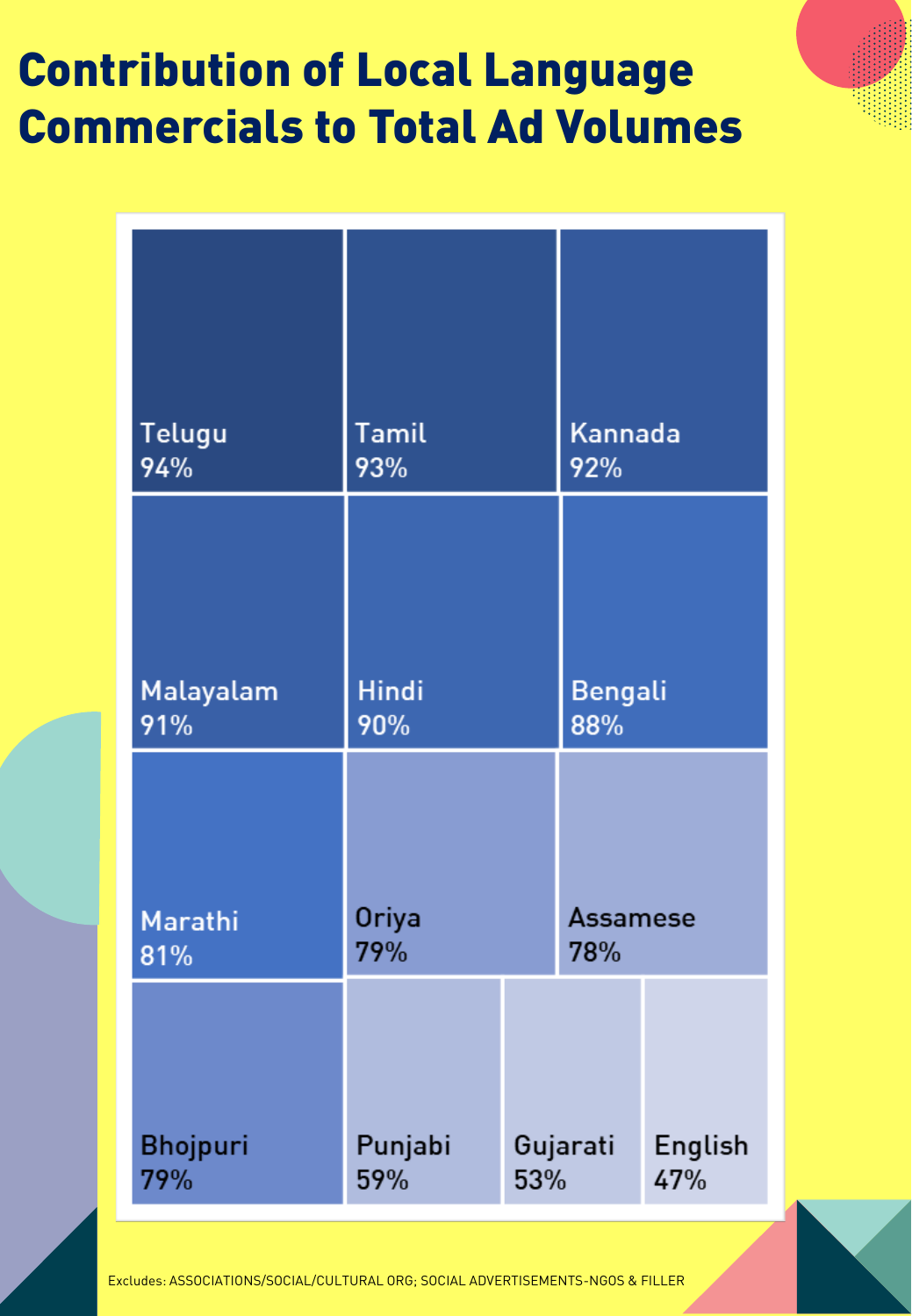# Contribution of Local Language Commercials to Total Ad Volumes

| Language | Contribution |
|---|---|
| Telugu | 94% |
| Tamil | 93% |
| Kannada | 92% |
| Malayalam | 91% |
| Hindi | 90% |
| Bengali | 88% |
| Marathi | 81% |
| Oriya | 79% |
| Assamese | 78% |
| Bhojpuri | 79% |
| Punjabi | 59% |
| Gujarati | 53% |
| English | 47% |

Excludes: ASSOCIATIONS/SOCIAL/CULTURAL ORG; SOCIAL ADVERTISEMENTS-NGOS & FILLER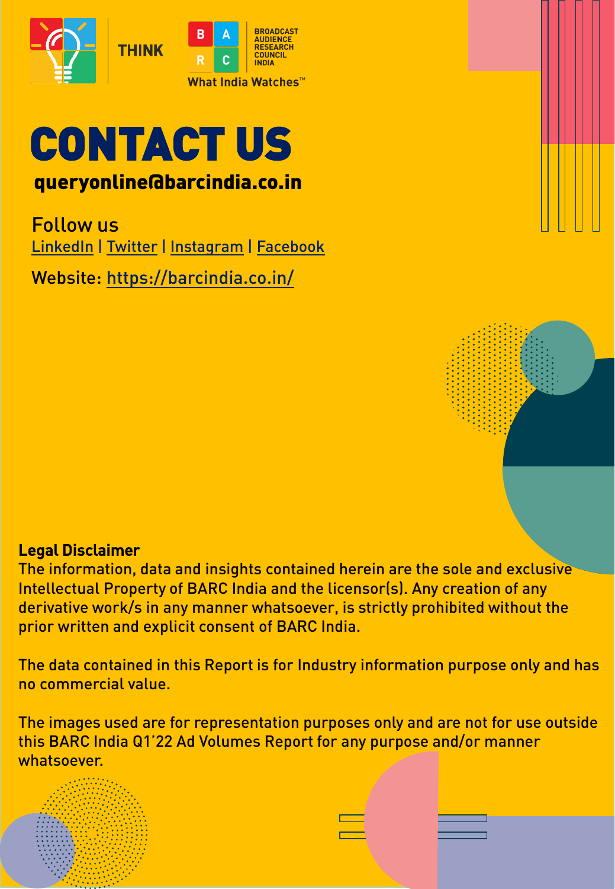THINK

BROADCAST AUDIENCE RESEARCH COUNCIL INDIA

What India Watches™

# CONTACT US

**queryonline@barcindia.co.in**

Follow us

LinkedIn | Twitter | Instagram | Facebook

Website: https://barcindia.co.in/

**Legal Disclaimer**

The information, data and insights contained herein are the sole and exclusive Intellectual Property of BARC India and the licensor(s). Any creation of any derivative work/s in any manner whatsoever, is strictly prohibited without the prior written and explicit consent of BARC India.

The data contained in this Report is for Industry information purpose only and has no commercial value.

The images used are for representation purposes only and are not for use outside this BARC India Q1'22 Ad Volumes Report for any purpose and/or manner whatsoever.